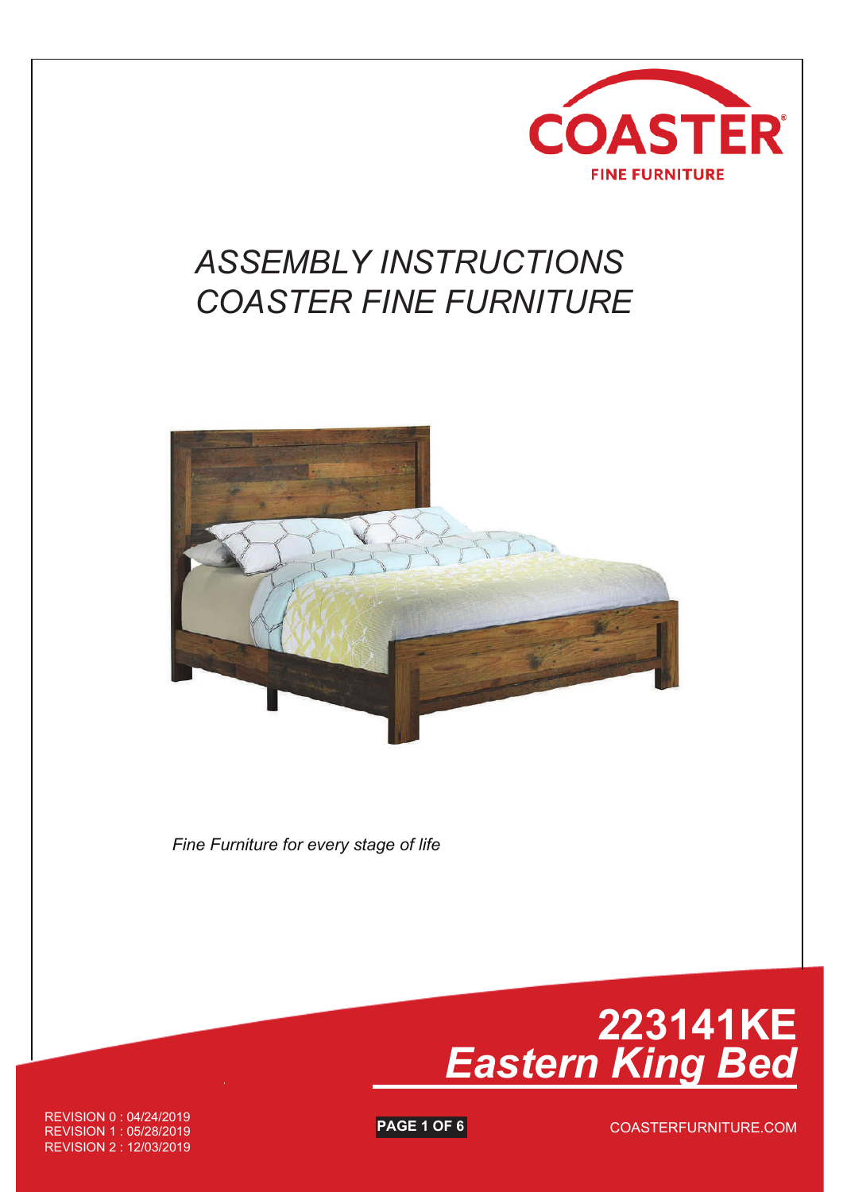COASTER

FINE FURNITURE

# *ASSEMBLY INSTRUCTIONS*
# *COASTER FINE FURNITURE*

*Fine Furniture for every stage of life*

## 223141KE
## *Eastern King Bed*

REVISION 0 : 04/24/2019
REVISION 1 : 05/28/2019
REVISION 2 : 12/03/2019

COASTERFURNITURE.COM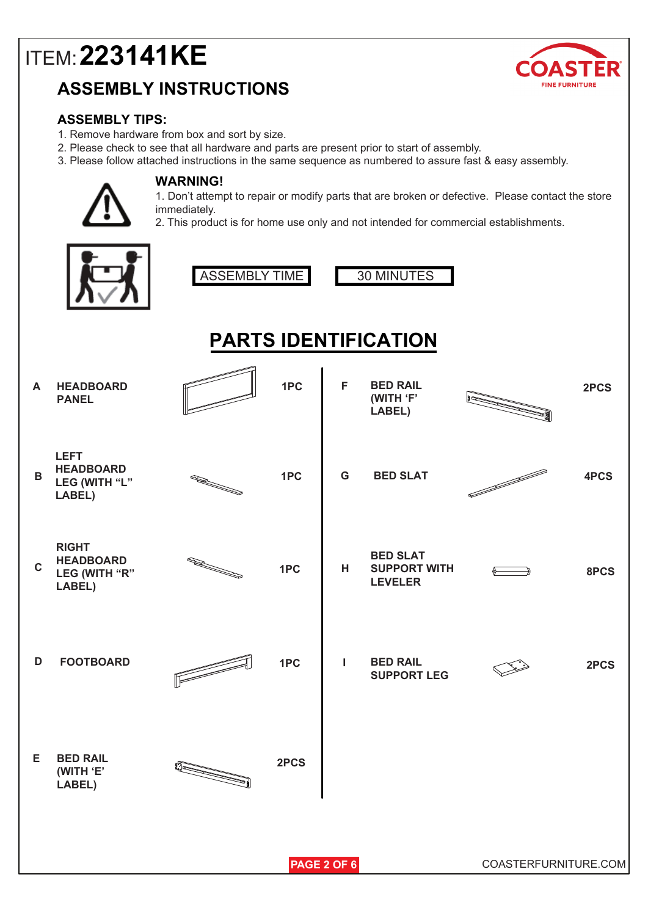# ITEM: **223141KE**

## ASSEMBLY INSTRUCTIONS

### ASSEMBLY TIPS:

1. Remove hardware from box and sort by size.
2. Please check to see that all hardware and parts are present prior to start of assembly.
3. Please follow attached instructions in the same sequence as numbered to assure fast & easy assembly.

### WARNING!

1. Don't attempt to repair or modify parts that are broken or defective. Please contact the store immediately.
2. This product is for home use only and not intended for commercial establishments.

ASSEMBLY TIME | 30 MINUTES

## PARTS IDENTIFICATION

| | Part | Qty |
|---|---|---|
| A | HEADBOARD PANEL | 1PC |
| B | LEFT HEADBOARD LEG (WITH "L" LABEL) | 1PC |
| C | RIGHT HEADBOARD LEG (WITH "R" LABEL) | 1PC |
| D | FOOTBOARD | 1PC |
| E | BED RAIL (WITH 'E' LABEL) | 2PCS |
| F | BED RAIL (WITH 'F' LABEL) | 2PCS |
| G | BED SLAT | 4PCS |
| H | BED SLAT SUPPORT WITH LEVELER | 8PCS |
| I | BED RAIL SUPPORT LEG | 2PCS |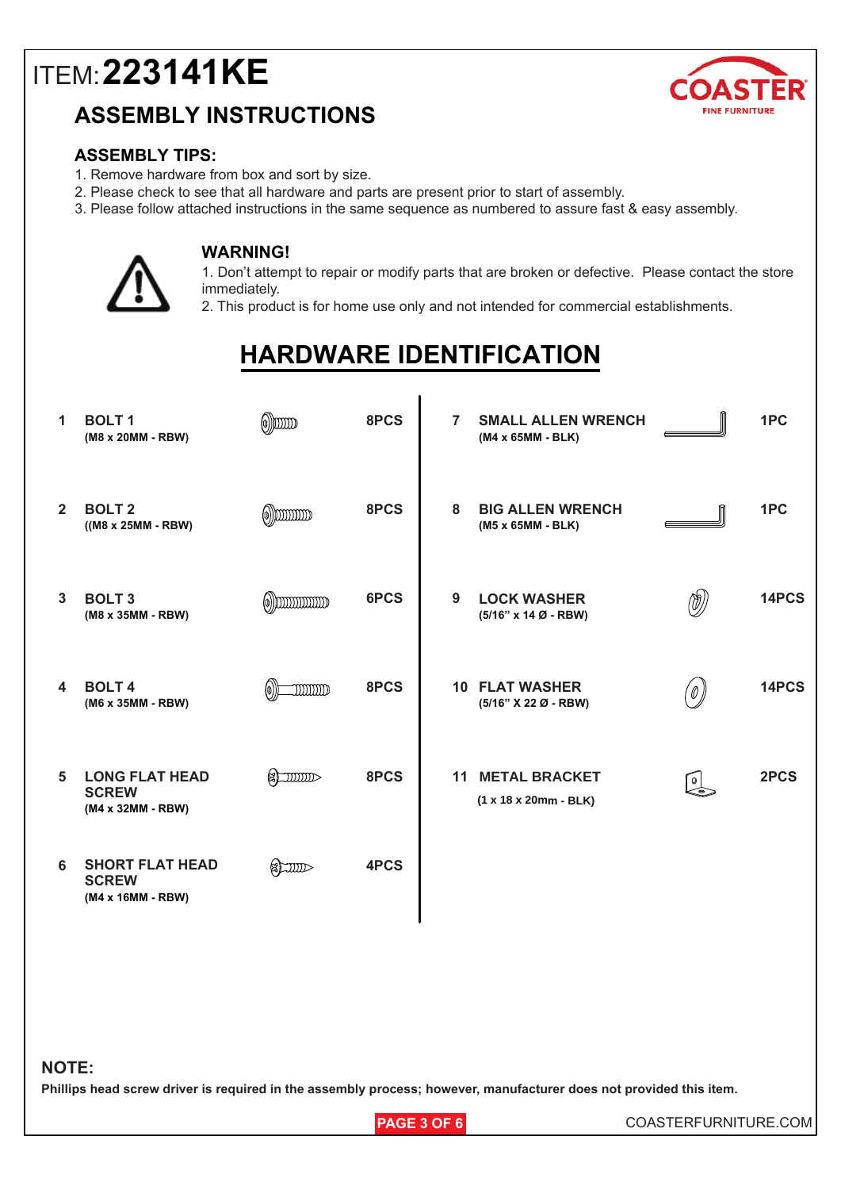# ITEM: 223141KE

## ASSEMBLY INSTRUCTIONS

### ASSEMBLY TIPS:

1. Remove hardware from box and sort by size.
2. Please check to see that all hardware and parts are present prior to start of assembly.
3. Please follow attached instructions in the same sequence as numbered to assure fast & easy assembly.

### WARNING!

1. Don't attempt to repair or modify parts that are broken or defective. Please contact the store immediately.
2. This product is for home use only and not intended for commercial establishments.

## HARDWARE IDENTIFICATION

| No. | Item | Qty |
|---|---|---|
| 1 | **BOLT 1** (M8 x 20MM - RBW) | 8PCS |
| 2 | **BOLT 2** ((M8 x 25MM - RBW) | 8PCS |
| 3 | **BOLT 3** (M8 x 35MM - RBW) | 6PCS |
| 4 | **BOLT 4** (M6 x 35MM - RBW) | 8PCS |
| 5 | **LONG FLAT HEAD SCREW** (M4 x 32MM - RBW) | 8PCS |
| 6 | **SHORT FLAT HEAD SCREW** (M4 x 16MM - RBW) | 4PCS |
| 7 | **SMALL ALLEN WRENCH** (M4 x 65MM - BLK) | 1PC |
| 8 | **BIG ALLEN WRENCH** (M5 x 65MM - BLK) | 1PC |
| 9 | **LOCK WASHER** (5/16" x 14 Ø - RBW) | 14PCS |
| 10 | **FLAT WASHER** (5/16" X 22 Ø - RBW) | 14PCS |
| 11 | **METAL BRACKET** (1 x 18 x 20mm - BLK) | 2PCS |

**NOTE:**
**Phillips head screw driver is required in the assembly process; however, manufacturer does not provided this item.**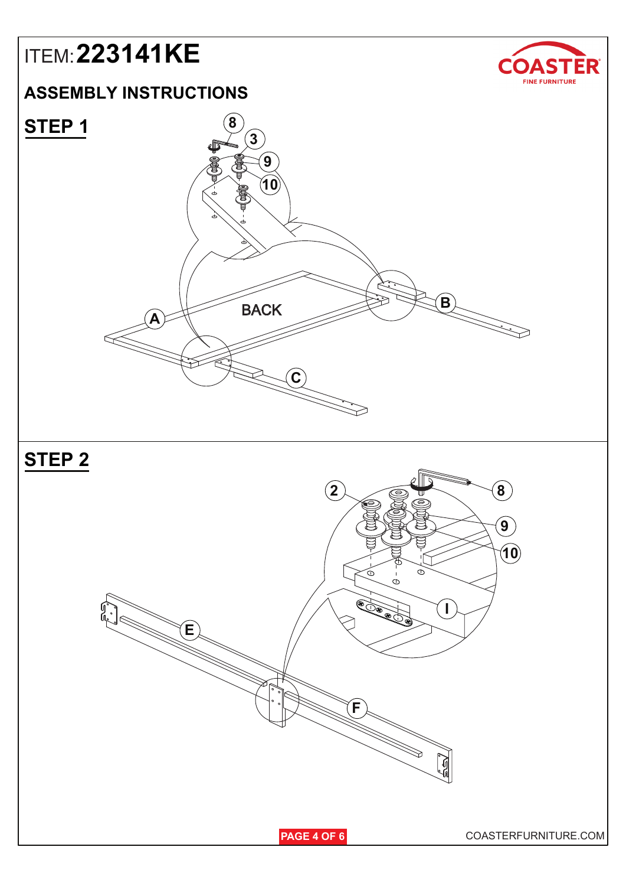ITEM: **223141KE**

## ASSEMBLY INSTRUCTIONS

### STEP 1

8
3
9
10

BACK

A
B
C

### STEP 2

2
8
9
10
I
E
F

COASTERFURNITURE.COM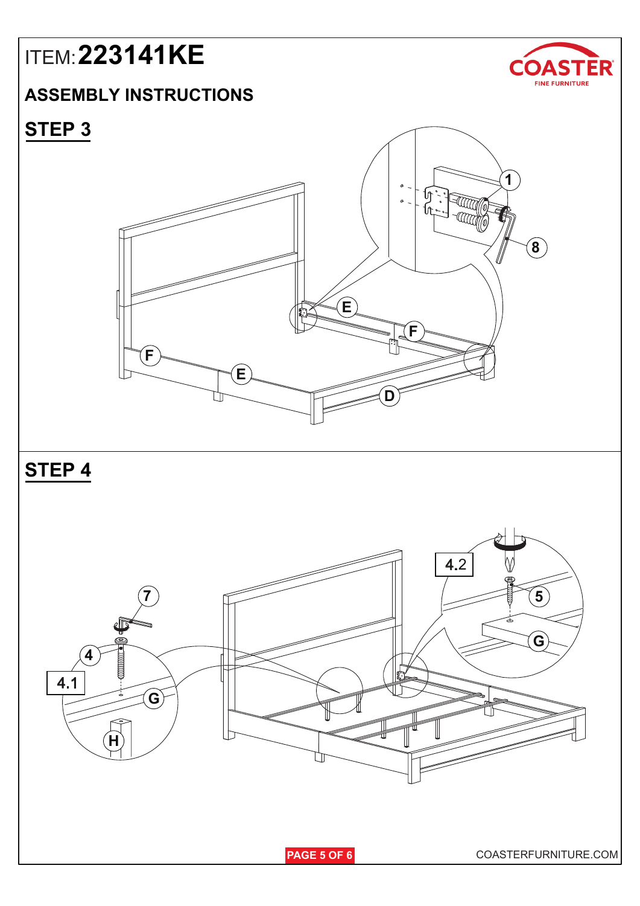# ITEM: 223141KE

## ASSEMBLY INSTRUCTIONS

### STEP 3

### STEP 4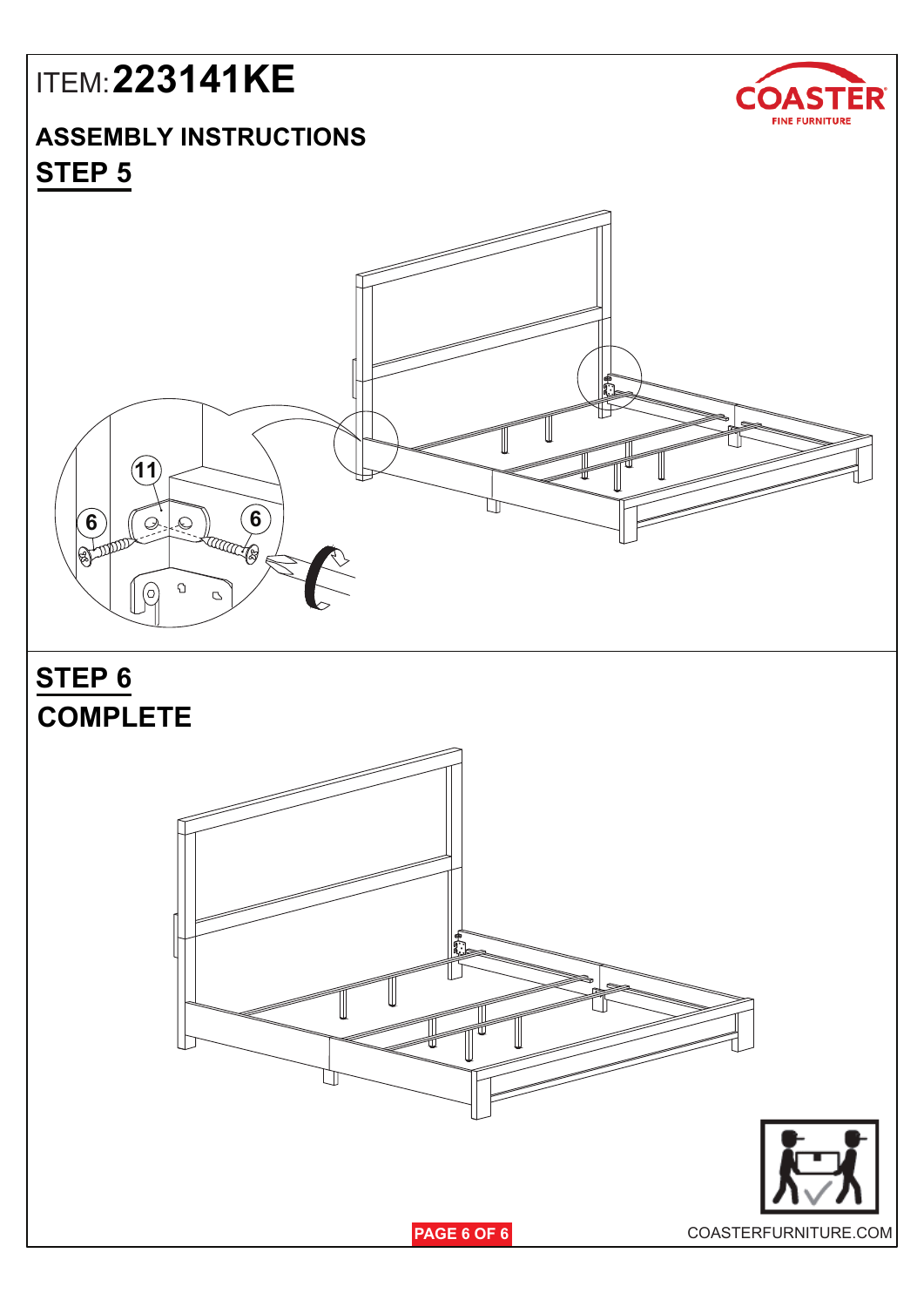ITEM: **223141KE**

## ASSEMBLY INSTRUCTIONS

### STEP 5

11

6

6

### STEP 6

### COMPLETE

COASTERFURNITURE.COM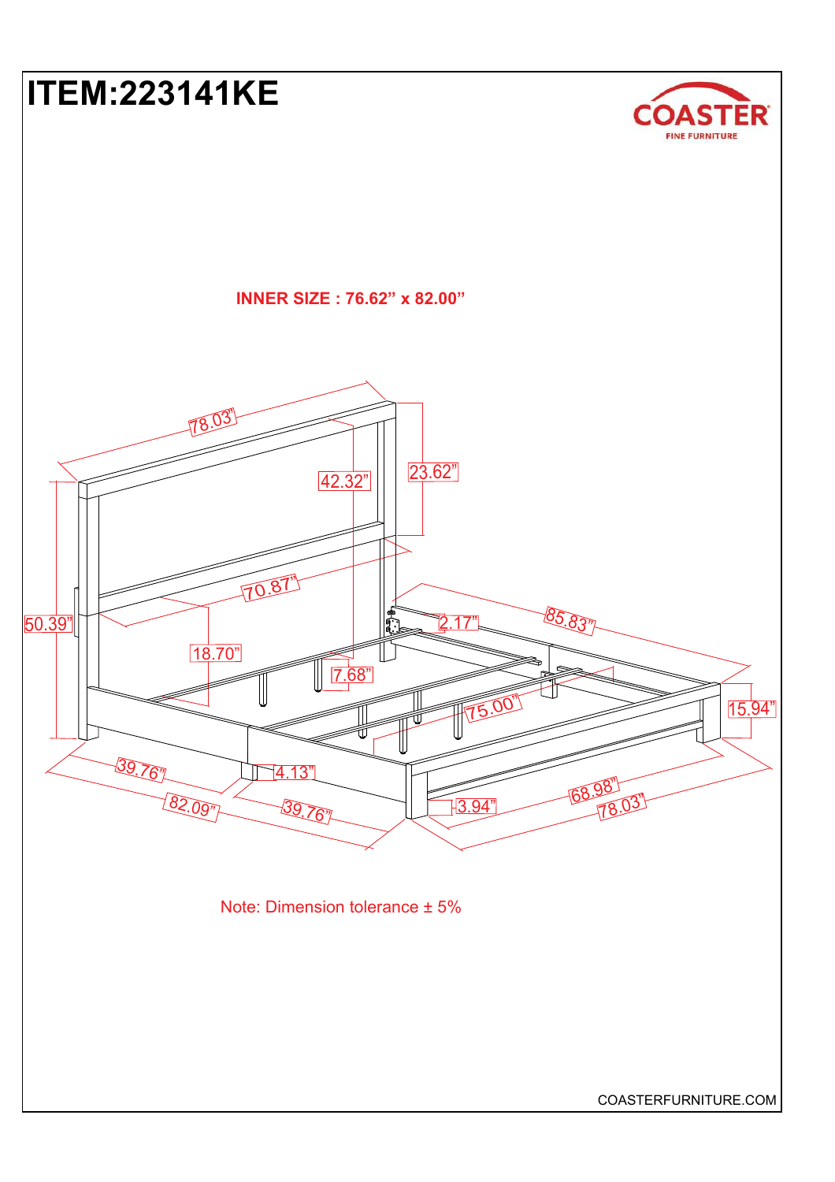# ITEM:223141KE

COASTER
FINE FURNITURE

INNER SIZE : 76.62” x 82.00”

78.03”
42.32”
23.62”
70.87”
50.39”
2.17”
85.83”
18.70”
7.68”
75.00”
15.94”
39.76”
4.13”
82.09”
39.76”
3.94”
68.98”
78.03”

Note: Dimension tolerance ± 5%

COASTERFURNITURE.COM